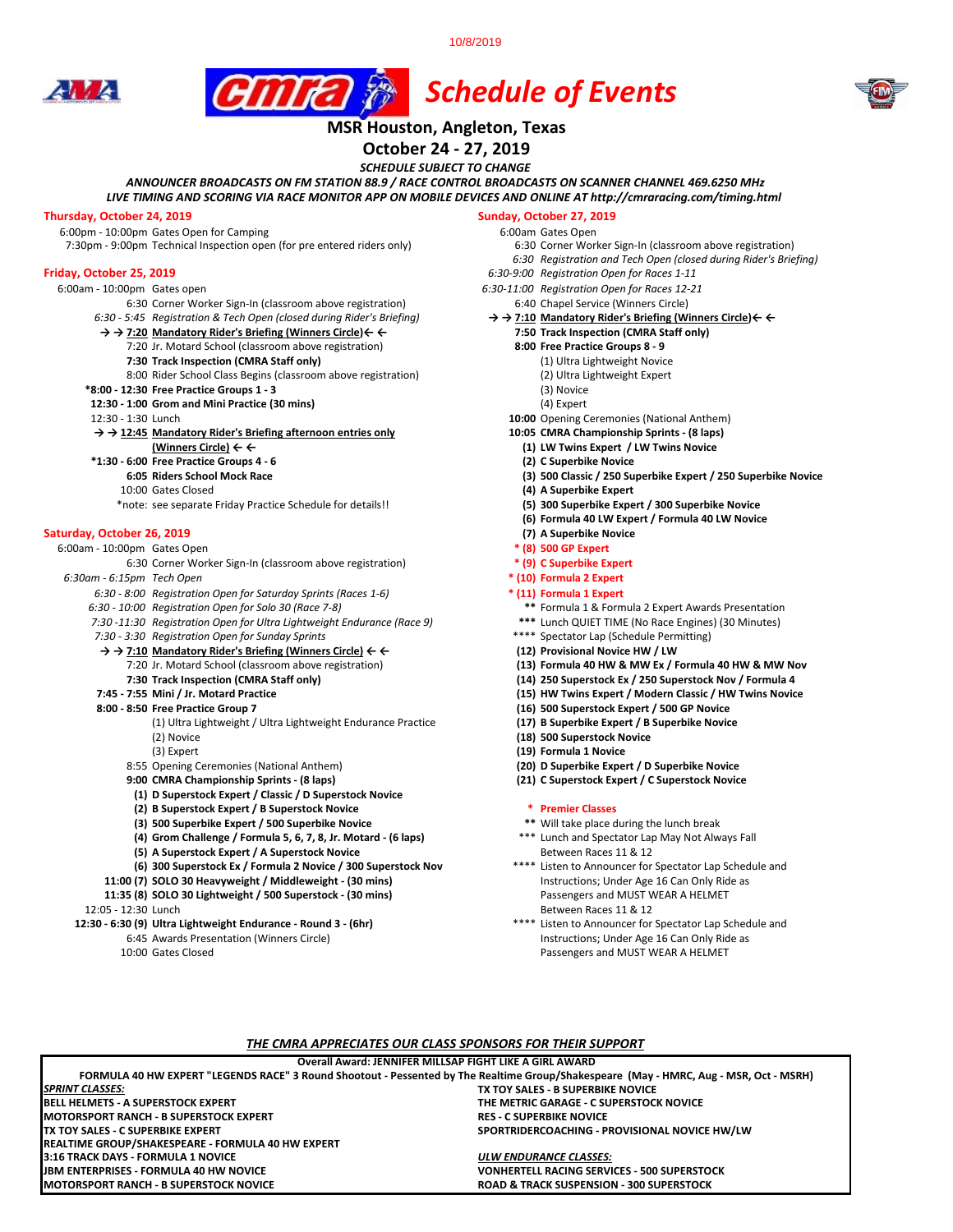10/8/2019

# Schedule of Events

## MSR Houston, Angleton, Texas

## October 24 - 27, 2019

*SCHEDULE SUBJECT TO CHANGE*

***ANNOUNCER BROADCASTS ON FM STATION 88.9 / RACE CONTROL BROADCASTS ON SCANNER CHANNEL 469.6250 MHz***

***LIVE TIMING AND SCORING VIA RACE MONITOR APP ON MOBILE DEVICES AND ONLINE AT http://cmraracing.com/timing.html***

### Thursday, October 24, 2019

6:00pm - 10:00pm Gates Open for Camping
7:30pm - 9:00pm Technical Inspection open (for pre entered riders only)

### Friday, October 25, 2019

6:00am - 10:00pm Gates open
6:30 Corner Worker Sign-In (classroom above registration)
*6:30 - 5:45 Registration & Tech Open (closed during Rider's Briefing)*
→ → **7:20 Mandatory Rider's Briefing (Winners Circle)** ← ←
7:20 Jr. Motard School (classroom above registration)
**7:30 Track Inspection (CMRA Staff only)**
8:00 Rider School Class Begins (classroom above registration)
**\*8:00 - 12:30 Free Practice Groups 1 - 3**
**12:30 - 1:00 Grom and Mini Practice (30 mins)**
12:30 - 1:30 Lunch
→ → **12:45 Mandatory Rider's Briefing afternoon entries only (Winners Circle)** ← ←
**\*1:30 - 6:00 Free Practice Groups 4 - 6**
**6:05 Riders School Mock Race**
10:00 Gates Closed
\*note: see separate Friday Practice Schedule for details!!

### Saturday, October 26, 2019

6:00am - 10:00pm Gates Open
6:30 Corner Worker Sign-In (classroom above registration)
*6:30am - 6:15pm Tech Open*
*6:30 - 8:00 Registration Open for Saturday Sprints (Races 1-6)*
*6:30 - 10:00 Registration Open for Solo 30 (Race 7-8)*
*7:30 -11:30 Registration Open for Ultra Lightweight Endurance (Race 9)*
*7:30 - 3:30 Registration Open for Sunday Sprints*
→ → **7:10 Mandatory Rider's Briefing (Winners Circle)** ← ←
7:20 Jr. Motard School (classroom above registration)
**7:30 Track Inspection (CMRA Staff only)**
**7:45 - 7:55 Mini / Jr. Motard Practice**
**8:00 - 8:50 Free Practice Group 7**
- (1) Ultra Lightweight / Ultra Lightweight Endurance Practice
- (2) Novice
- (3) Expert

8:55 Opening Ceremonies (National Anthem)
**9:00 CMRA Championship Sprints - (8 laps)**
- **(1) D Superstock Expert / Classic / D Superstock Novice**
- **(2) B Superstock Expert / B Superstock Novice**
- **(3) 500 Superbike Expert / 500 Superbike Novice**
- **(4) Grom Challenge / Formula 5, 6, 7, 8, Jr. Motard - (6 laps)**
- **(5) A Superstock Expert / A Superstock Novice**
- **(6) 300 Superstock Ex / Formula 2 Novice / 300 Superstock Nov**

**11:00 (7) SOLO 30 Heavyweight / Middleweight - (30 mins)**
**11:35 (8) SOLO 30 Lightweight / 500 Superstock - (30 mins)**
12:05 - 12:30 Lunch
**12:30 - 6:30 (9) Ultra Lightweight Endurance - Round 3 - (6hr)**
6:45 Awards Presentation (Winners Circle)
10:00 Gates Closed

### Sunday, October 27, 2019

6:00am Gates Open
6:30 Corner Worker Sign-In (classroom above registration)
*6:30 Registration and Tech Open (closed during Rider's Briefing)*
*6:30-9:00 Registration Open for Races 1-11*
*6:30-11:00 Registration Open for Races 12-21*
6:40 Chapel Service (Winners Circle)
→ → **7:10 Mandatory Rider's Briefing (Winners Circle)** ← ←
**7:50 Track Inspection (CMRA Staff only)**
**8:00 Free Practice Groups 8 - 9**
- (1) Ultra Lightweight Novice
- (2) Ultra Lightweight Expert
- (3) Novice
- (4) Expert

**10:00** Opening Ceremonies (National Anthem)
**10:05 CMRA Championship Sprints - (8 laps)**
- **(1) LW Twins Expert / LW Twins Novice**
- **(2) C Superbike Novice**
- **(3) 500 Classic / 250 Superbike Expert / 250 Superbike Novice**
- **(4) A Superbike Expert**
- **(5) 300 Superbike Expert / 300 Superbike Novice**
- **(6) Formula 40 LW Expert / Formula 40 LW Novice**
- **(7) A Superbike Novice**
- **\* (8) 500 GP Expert**
- **\* (9) C Superbike Expert**
- **\* (10) Formula 2 Expert**
- **\* (11) Formula 1 Expert**
- \*\* Formula 1 & Formula 2 Expert Awards Presentation
- \*\*\* Lunch QUIET TIME (No Race Engines) (30 Minutes)
- \*\*\*\* Spectator Lap (Schedule Permitting)
- **(12) Provisional Novice HW / LW**
- **(13) Formula 40 HW & MW Ex / Formula 40 HW & MW Nov**
- **(14) 250 Superstock Ex / 250 Superstock Nov / Formula 4**
- **(15) HW Twins Expert / Modern Classic / HW Twins Novice**
- **(16) 500 Superstock Expert / 500 GP Novice**
- **(17) B Superbike Expert / B Superbike Novice**
- **(18) 500 Superstock Novice**
- **(19) Formula 1 Novice**
- **(20) D Superbike Expert / D Superbike Novice**
- **(21) C Superstock Expert / C Superstock Novice**

\* **Premier Classes**
\*\* Will take place during the lunch break
\*\*\* Lunch and Spectator Lap May Not Always Fall Between Races 11 & 12
\*\*\*\* Listen to Announcer for Spectator Lap Schedule and Instructions; Under Age 16 Can Only Ride as Passengers and MUST WEAR A HELMET Between Races 11 & 12
\*\*\*\* Listen to Announcer for Spectator Lap Schedule and Instructions; Under Age 16 Can Only Ride as Passengers and MUST WEAR A HELMET

***THE CMRA APPRECIATES OUR CLASS SPONSORS FOR THEIR SUPPORT***

**Overall Award: JENNIFER MILLSAP FIGHT LIKE A GIRL AWARD**

**FORMULA 40 HW EXPERT "LEGENDS RACE" 3 Round Shootout - Pessented by The Realtime Group/Shakespeare (May - HMRC, Aug - MSR, Oct - MSRH)**

***SPRINT CLASSES:***

**BELL HELMETS - A SUPERSTOCK EXPERT**
**MOTORSPORT RANCH - B SUPERSTOCK EXPERT**
**TX TOY SALES - C SUPERBIKE EXPERT**
**REALTIME GROUP/SHAKESPEARE - FORMULA 40 HW EXPERT**
**3:16 TRACK DAYS - FORMULA 1 NOVICE**
**JBM ENTERPRISES - FORMULA 40 HW NOVICE**
**MOTORSPORT RANCH - B SUPERSTOCK NOVICE**
**TX TOY SALES - B SUPERBIKE NOVICE**
**THE METRIC GARAGE - C SUPERSTOCK NOVICE**
**RES - C SUPERBIKE NOVICE**
**SPORTRIDERCOACHING - PROVISIONAL NOVICE HW/LW**

***ULW ENDURANCE CLASSES:***

**VONHERTELL RACING SERVICES - 500 SUPERSTOCK**
**ROAD & TRACK SUSPENSION - 300 SUPERSTOCK**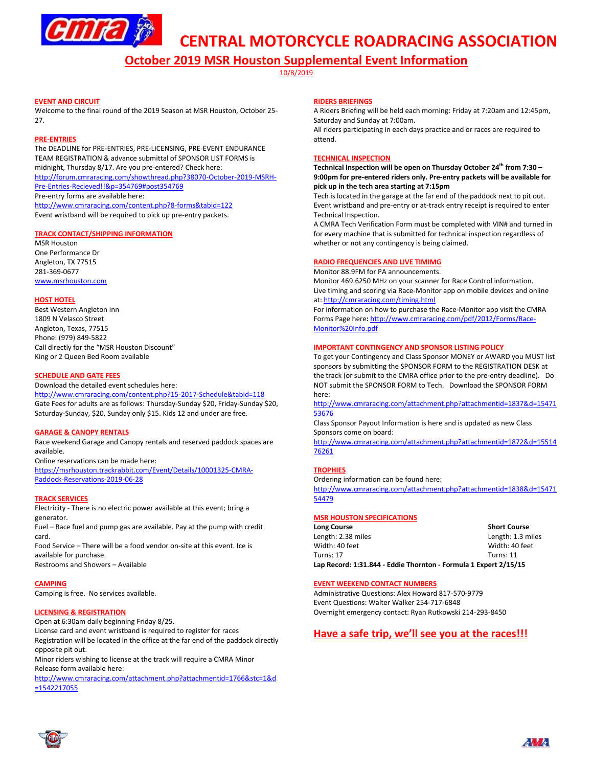# CENTRAL MOTORCYCLE ROADRACING ASSOCIATION

## October 2019 MSR Houston Supplemental Event Information

10/8/2019

### EVENT AND CIRCUIT

Welcome to the final round of the 2019 Season at MSR Houston, October 25-27.

### PRE-ENTRIES

The DEADLINE for PRE-ENTRIES, PRE-LICENSING, PRE-EVENT ENDURANCE TEAM REGISTRATION & advance submittal of SPONSOR LIST FORMS is midnight, Thursday 8/17. Are you pre-entered? Check here:
http://forum.cmraracing.com/showthread.php?38070-October-2019-MSRH-Pre-Entries-Recieved!!&p=354769#post354769
Pre-entry forms are available here:
http://www.cmraracing.com/content.php?8-forms&tabid=122
Event wristband will be required to pick up pre-entry packets.

### TRACK CONTACT/SHIPPING INFORMATION

MSR Houston
One Performance Dr
Angleton, TX 77515
281-369-0677
www.msrhouston.com

### HOST HOTEL

Best Western Angleton Inn
1809 N Velasco Street
Angleton, Texas, 77515
Phone: (979) 849-5822
Call directly for the "MSR Houston Discount"
King or 2 Queen Bed Room available

### SCHEDULE AND GATE FEES

Download the detailed event schedules here:
http://www.cmraracing.com/content.php?15-2017-Schedule&tabid=118
Gate Fees for adults are as follows: Thursday-Sunday $20, Friday-Sunday $20, Saturday-Sunday, $20, Sunday only $15. Kids 12 and under are free.

### GARAGE & CANOPY RENTALS

Race weekend Garage and Canopy rentals and reserved paddock spaces are available.
Online reservations can be made here:
https://msrhouston.trackrabbit.com/Event/Details/10001325-CMRA-Paddock-Reservations-2019-06-28

### TRACK SERVICES

Electricity - There is no electric power available at this event; bring a generator.
Fuel – Race fuel and pump gas are available. Pay at the pump with credit card.
Food Service – There will be a food vendor on-site at this event. Ice is available for purchase.
Restrooms and Showers – Available

### CAMPING

Camping is free. No services available.

### LICENSING & REGISTRATION

Open at 6:30am daily beginning Friday 8/25.
License card and event wristband is required to register for races
Registration will be located in the office at the far end of the paddock directly opposite pit out.
Minor riders wishing to license at the track will require a CMRA Minor Release form available here:
http://www.cmraracing.com/attachment.php?attachmentid=1766&stc=1&d=1542217055

### RIDERS BRIEFINGS

A Riders Briefing will be held each morning: Friday at 7:20am and 12:45pm, Saturday and Sunday at 7:00am.
All riders participating in each days practice and or races are required to attend.

### TECHNICAL INSPECTION

**Technical Inspection will be open on Thursday October 24th from 7:30 – 9:00pm for pre-entered riders only. Pre-entry packets will be available for pick up in the tech area starting at 7:15pm**
Tech is located in the garage at the far end of the paddock next to pit out. Event wristband and pre-entry or at-track entry receipt is required to enter Technical Inspection.
A CMRA Tech Verification Form must be completed with VIN# and turned in for every machine that is submitted for technical inspection regardless of whether or not any contingency is being claimed.

### RADIO FREQUENCIES AND LIVE TIMIMG

Monitor 88.9FM for PA announcements.
Monitor 469.6250 MHz on your scanner for Race Control information.
Live timing and scoring via Race-Monitor app on mobile devices and online at: http://cmraracing.com/timing.html
For information on how to purchase the Race-Monitor app visit the CMRA Forms Page here**:** http://www.cmraracing.com/pdf/2012/Forms/Race-Monitor%20Info.pdf

### IMPORTANT CONTINGENCY AND SPONSOR LISTING POLICY

To get your Contingency and Class Sponsor MONEY or AWARD you MUST list sponsors by submitting the SPONSOR FORM to the REGISTRATION DESK at the track (or submit to the CMRA office prior to the pre-entry deadline). Do NOT submit the SPONSOR FORM to Tech. Download the SPONSOR FORM here:
http://www.cmraracing.com/attachment.php?attachmentid=1837&d=1547153676
Class Sponsor Payout Information is here and is updated as new Class Sponsors come on board:
http://www.cmraracing.com/attachment.php?attachmentid=1872&d=1551476261

### TROPHIES

Ordering information can be found here:
http://www.cmraracing.com/attachment.php?attachmentid=1838&d=1547154479

### MSR HOUSTON SPECIFICATIONS

| **Long Course** | **Short Course** |
|---|---|
| Length: 2.38 miles | Length: 1.3 miles |
| Width: 40 feet | Width: 40 feet |
| Turns: 17 | Turns: 11 |

**Lap Record: 1:31.844 - Eddie Thornton - Formula 1 Expert 2/15/15**

### EVENT WEEKEND CONTACT NUMBERS

Administrative Questions: Alex Howard 817-570-9779
Event Questions: Walter Walker 254-717-6848
Overnight emergency contact: Ryan Rutkowski 214-293-8450

## Have a safe trip, we'll see you at the races!!!